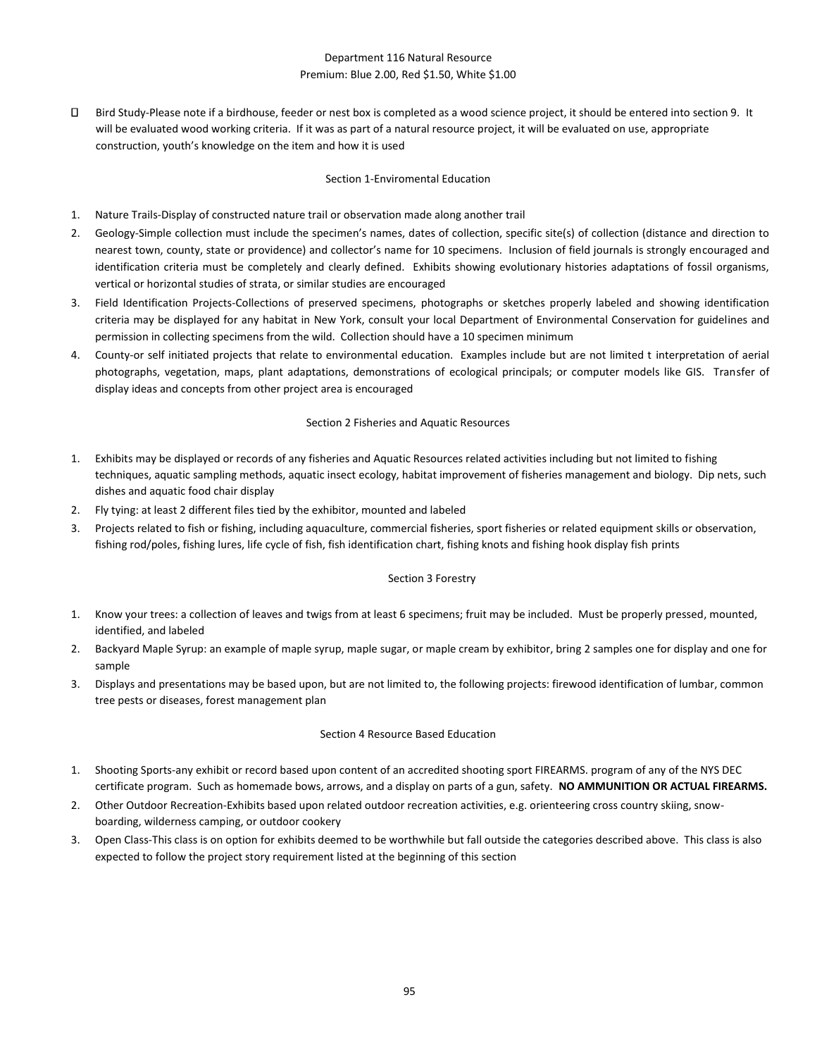Department 116 Natural Resource

Premium: Blue 2.00, Red $1.50, White $1.00

- Bird Study-Please note if a birdhouse, feeder or nest box is completed as a wood science project, it should be entered into section 9. It will be evaluated wood working criteria. If it was as part of a natural resource project, it will be evaluated on use, appropriate construction, youth's knowledge on the item and how it is used

## Section 1-Enviromental Education

1. Nature Trails-Display of constructed nature trail or observation made along another trail
2. Geology-Simple collection must include the specimen's names, dates of collection, specific site(s) of collection (distance and direction to nearest town, county, state or providence) and collector's name for 10 specimens. Inclusion of field journals is strongly encouraged and identification criteria must be completely and clearly defined. Exhibits showing evolutionary histories adaptations of fossil organisms, vertical or horizontal studies of strata, or similar studies are encouraged
3. Field Identification Projects-Collections of preserved specimens, photographs or sketches properly labeled and showing identification criteria may be displayed for any habitat in New York, consult your local Department of Environmental Conservation for guidelines and permission in collecting specimens from the wild. Collection should have a 10 specimen minimum
4. County-or self initiated projects that relate to environmental education. Examples include but are not limited t interpretation of aerial photographs, vegetation, maps, plant adaptations, demonstrations of ecological principals; or computer models like GIS. Transfer of display ideas and concepts from other project area is encouraged

## Section 2 Fisheries and Aquatic Resources

1. Exhibits may be displayed or records of any fisheries and Aquatic Resources related activities including but not limited to fishing techniques, aquatic sampling methods, aquatic insect ecology, habitat improvement of fisheries management and biology. Dip nets, such dishes and aquatic food chair display
2. Fly tying: at least 2 different files tied by the exhibitor, mounted and labeled
3. Projects related to fish or fishing, including aquaculture, commercial fisheries, sport fisheries or related equipment skills or observation, fishing rod/poles, fishing lures, life cycle of fish, fish identification chart, fishing knots and fishing hook display fish prints

## Section 3 Forestry

1. Know your trees: a collection of leaves and twigs from at least 6 specimens; fruit may be included. Must be properly pressed, mounted, identified, and labeled
2. Backyard Maple Syrup: an example of maple syrup, maple sugar, or maple cream by exhibitor, bring 2 samples one for display and one for sample
3. Displays and presentations may be based upon, but are not limited to, the following projects: firewood identification of lumbar, common tree pests or diseases, forest management plan

## Section 4 Resource Based Education

1. Shooting Sports-any exhibit or record based upon content of an accredited shooting sport FIREARMS. program of any of the NYS DEC certificate program. Such as homemade bows, arrows, and a display on parts of a gun, safety. **NO AMMUNITION OR ACTUAL FIREARMS.**
2. Other Outdoor Recreation-Exhibits based upon related outdoor recreation activities, e.g. orienteering cross country skiing, snow-boarding, wilderness camping, or outdoor cookery
3. Open Class-This class is on option for exhibits deemed to be worthwhile but fall outside the categories described above. This class is also expected to follow the project story requirement listed at the beginning of this section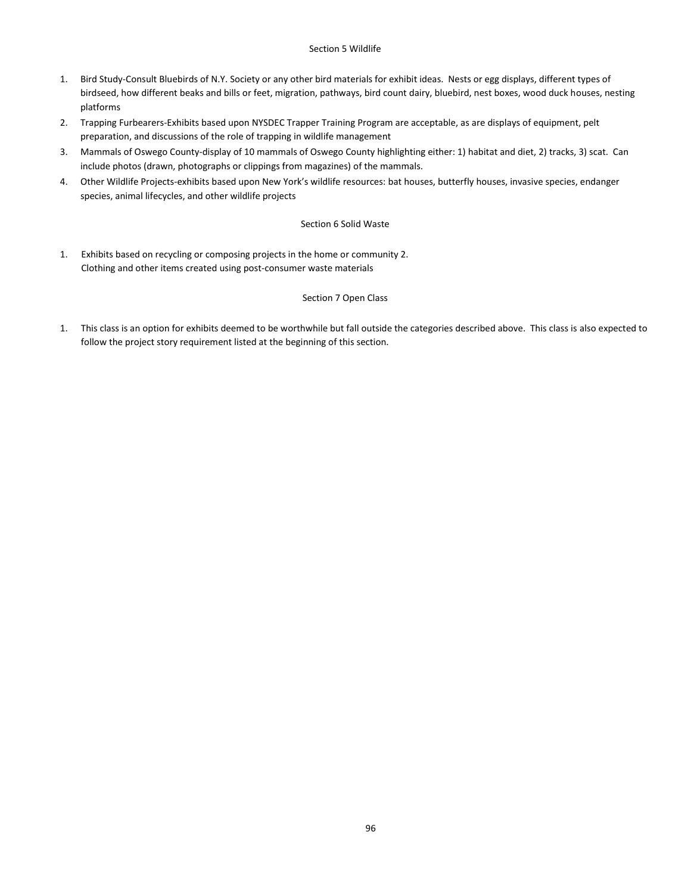### Section 5 Wildlife

1. Bird Study-Consult Bluebirds of N.Y. Society or any other bird materials for exhibit ideas. Nests or egg displays, different types of birdseed, how different beaks and bills or feet, migration, pathways, bird count dairy, bluebird, nest boxes, wood duck houses, nesting platforms
2. Trapping Furbearers-Exhibits based upon NYSDEC Trapper Training Program are acceptable, as are displays of equipment, pelt preparation, and discussions of the role of trapping in wildlife management
3. Mammals of Oswego County-display of 10 mammals of Oswego County highlighting either: 1) habitat and diet, 2) tracks, 3) scat. Can include photos (drawn, photographs or clippings from magazines) of the mammals.
4. Other Wildlife Projects-exhibits based upon New York's wildlife resources: bat houses, butterfly houses, invasive species, endanger species, animal lifecycles, and other wildlife projects

### Section 6 Solid Waste

1. Exhibits based on recycling or composing projects in the home or community 2. Clothing and other items created using post-consumer waste materials

### Section 7 Open Class

1. This class is an option for exhibits deemed to be worthwhile but fall outside the categories described above. This class is also expected to follow the project story requirement listed at the beginning of this section.